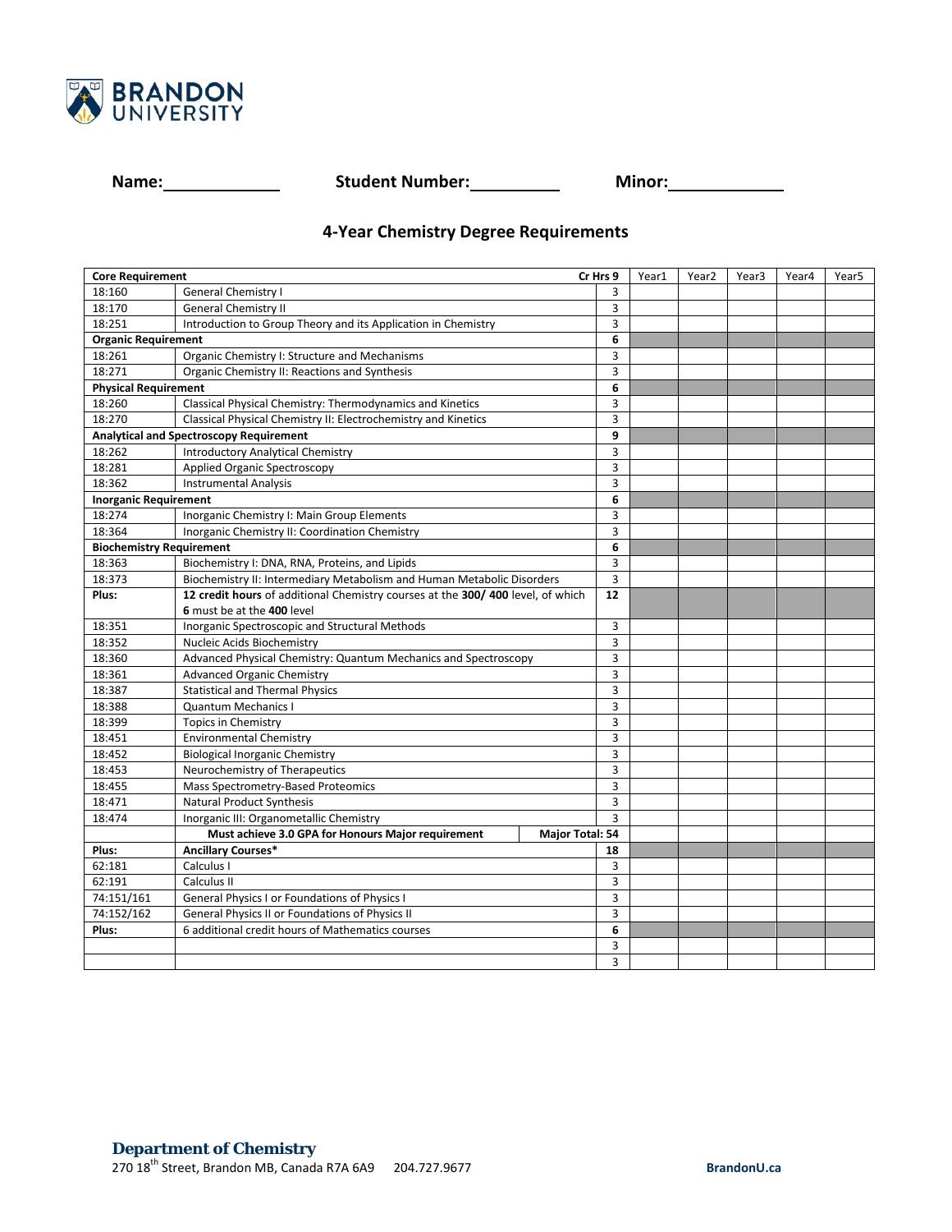**BRANDON UNIVERSITY**

**Name:** ____________ **Student Number:** __________ **Minor:** ____________

## 4-Year Chemistry Degree Requirements

| **Core Requirement** | | **Cr Hrs 9** | Year1 | Year2 | Year3 | Year4 | Year5 |
|---|---|---|---|---|---|---|---|
| 18:160 | General Chemistry I | 3 | | | | | |
| 18:170 | General Chemistry II | 3 | | | | | |
| 18:251 | Introduction to Group Theory and its Application in Chemistry | 3 | | | | | |
| **Organic Requirement** | | **6** | | | | | |
| 18:261 | Organic Chemistry I: Structure and Mechanisms | 3 | | | | | |
| 18:271 | Organic Chemistry II: Reactions and Synthesis | 3 | | | | | |
| **Physical Requirement** | | **6** | | | | | |
| 18:260 | Classical Physical Chemistry: Thermodynamics and Kinetics | 3 | | | | | |
| 18:270 | Classical Physical Chemistry II: Electrochemistry and Kinetics | 3 | | | | | |
| **Analytical and Spectroscopy Requirement** | | **9** | | | | | |
| 18:262 | Introductory Analytical Chemistry | 3 | | | | | |
| 18:281 | Applied Organic Spectroscopy | 3 | | | | | |
| 18:362 | Instrumental Analysis | 3 | | | | | |
| **Inorganic Requirement** | | **6** | | | | | |
| 18:274 | Inorganic Chemistry I: Main Group Elements | 3 | | | | | |
| 18:364 | Inorganic Chemistry II: Coordination Chemistry | 3 | | | | | |
| **Biochemistry Requirement** | | **6** | | | | | |
| 18:363 | Biochemistry I: DNA, RNA, Proteins, and Lipids | 3 | | | | | |
| 18:373 | Biochemistry II: Intermediary Metabolism and Human Metabolic Disorders | 3 | | | | | |
| **Plus:** | **12 credit hours** of additional Chemistry courses at the **300/ 400** level, of which **6** must be at the **400** level | **12** | | | | | |
| 18:351 | Inorganic Spectroscopic and Structural Methods | 3 | | | | | |
| 18:352 | Nucleic Acids Biochemistry | 3 | | | | | |
| 18:360 | Advanced Physical Chemistry: Quantum Mechanics and Spectroscopy | 3 | | | | | |
| 18:361 | Advanced Organic Chemistry | 3 | | | | | |
| 18:387 | Statistical and Thermal Physics | 3 | | | | | |
| 18:388 | Quantum Mechanics I | 3 | | | | | |
| 18:399 | Topics in Chemistry | 3 | | | | | |
| 18:451 | Environmental Chemistry | 3 | | | | | |
| 18:452 | Biological Inorganic Chemistry | 3 | | | | | |
| 18:453 | Neurochemistry of Therapeutics | 3 | | | | | |
| 18:455 | Mass Spectrometry-Based Proteomics | 3 | | | | | |
| 18:471 | Natural Product Synthesis | 3 | | | | | |
| 18:474 | Inorganic III: Organometallic Chemistry | 3 | | | | | |
| | **Must achieve 3.0 GPA for Honours Major requirement** | **Major Total: 54** | | | | | |
| **Plus:** | **Ancillary Courses*** | **18** | | | | | |
| 62:181 | Calculus I | 3 | | | | | |
| 62:191 | Calculus II | 3 | | | | | |
| 74:151/161 | General Physics I or Foundations of Physics I | 3 | | | | | |
| 74:152/162 | General Physics II or Foundations of Physics II | 3 | | | | | |
| **Plus:** | 6 additional credit hours of Mathematics courses | **6** | | | | | |
| | | 3 | | | | | |
| | | 3 | | | | | |

**Department of Chemistry**
270 18th Street, Brandon MB, Canada R7A 6A9 204.727.9677 **BrandonU.ca**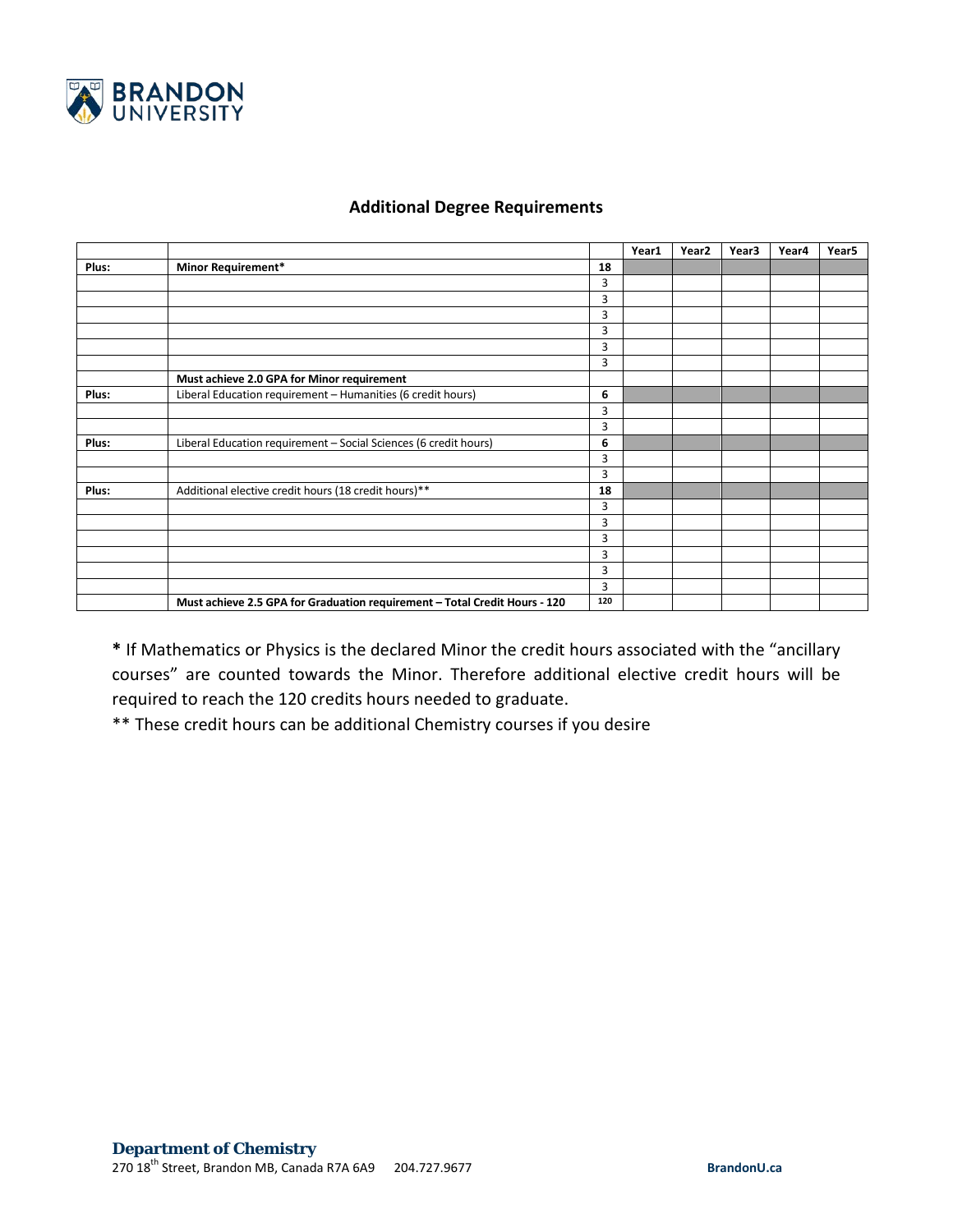## Additional Degree Requirements

| | | | Year1 | Year2 | Year3 | Year4 | Year5 |
|---|---|---|---|---|---|---|---|
| **Plus:** | **Minor Requirement*** | **18** | | | | | |
| | | 3 | | | | | |
| | | 3 | | | | | |
| | | 3 | | | | | |
| | | 3 | | | | | |
| | | 3 | | | | | |
| | | 3 | | | | | |
| | **Must achieve 2.0 GPA for Minor requirement** | | | | | | |
| **Plus:** | Liberal Education requirement – Humanities (6 credit hours) | **6** | | | | | |
| | | 3 | | | | | |
| | | 3 | | | | | |
| **Plus:** | Liberal Education requirement – Social Sciences (6 credit hours) | **6** | | | | | |
| | | 3 | | | | | |
| | | 3 | | | | | |
| **Plus:** | Additional elective credit hours (18 credit hours)** | **18** | | | | | |
| | | 3 | | | | | |
| | | 3 | | | | | |
| | | 3 | | | | | |
| | | 3 | | | | | |
| | | 3 | | | | | |
| | | 3 | | | | | |
| | **Must achieve 2.5 GPA for Graduation requirement – Total Credit Hours - 120** | **120** | | | | | |

**\*** If Mathematics or Physics is the declared Minor the credit hours associated with the "ancillary courses" are counted towards the Minor. Therefore additional elective credit hours will be required to reach the 120 credits hours needed to graduate.

** These credit hours can be additional Chemistry courses if you desire